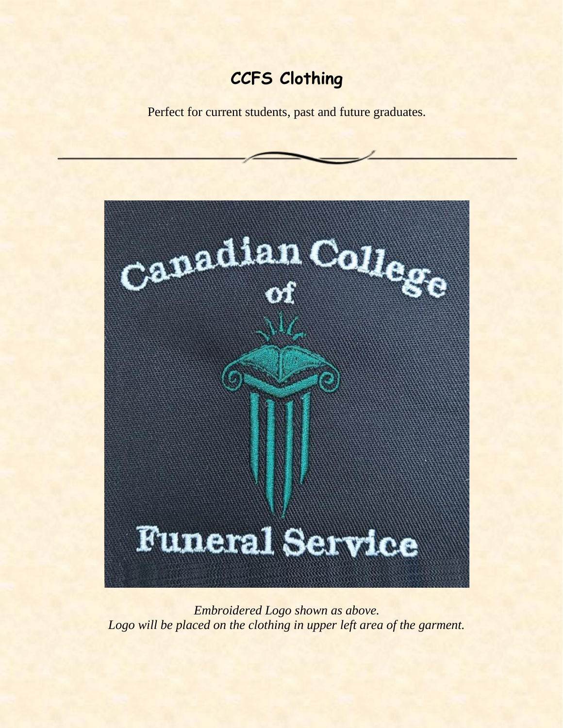# CCFS Clothing

Perfect for current students, past and future graduates.

*Embroidered Logo shown as above.*
*Logo will be placed on the clothing in upper left area of the garment.*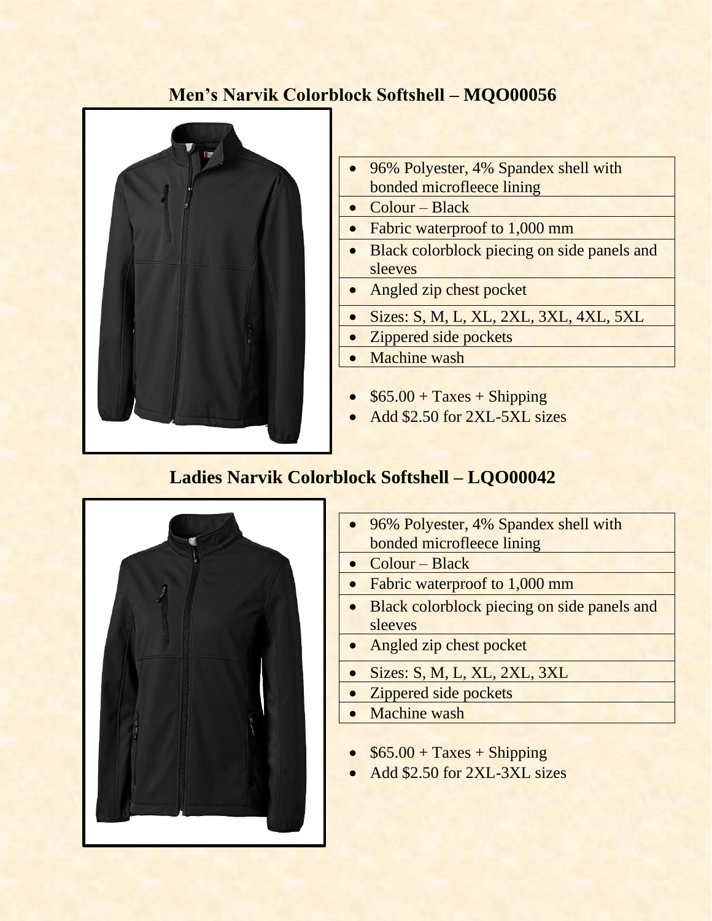## Men's Narvik Colorblock Softshell – MQO00056

- 96% Polyester, 4% Spandex shell with bonded microfleece lining
- Colour – Black
- Fabric waterproof to 1,000 mm
- Black colorblock piecing on side panels and sleeves
- Angled zip chest pocket
- Sizes: S, M, L, XL, 2XL, 3XL, 4XL, 5XL
- Zippered side pockets
- Machine wash

- $65.00 + Taxes + Shipping
- Add $2.50 for 2XL-5XL sizes

## Ladies Narvik Colorblock Softshell – LQO00042

- 96% Polyester, 4% Spandex shell with bonded microfleece lining
- Colour – Black
- Fabric waterproof to 1,000 mm
- Black colorblock piecing on side panels and sleeves
- Angled zip chest pocket
- Sizes: S, M, L, XL, 2XL, 3XL
- Zippered side pockets
- Machine wash

- $65.00 + Taxes + Shipping
- Add $2.50 for 2XL-3XL sizes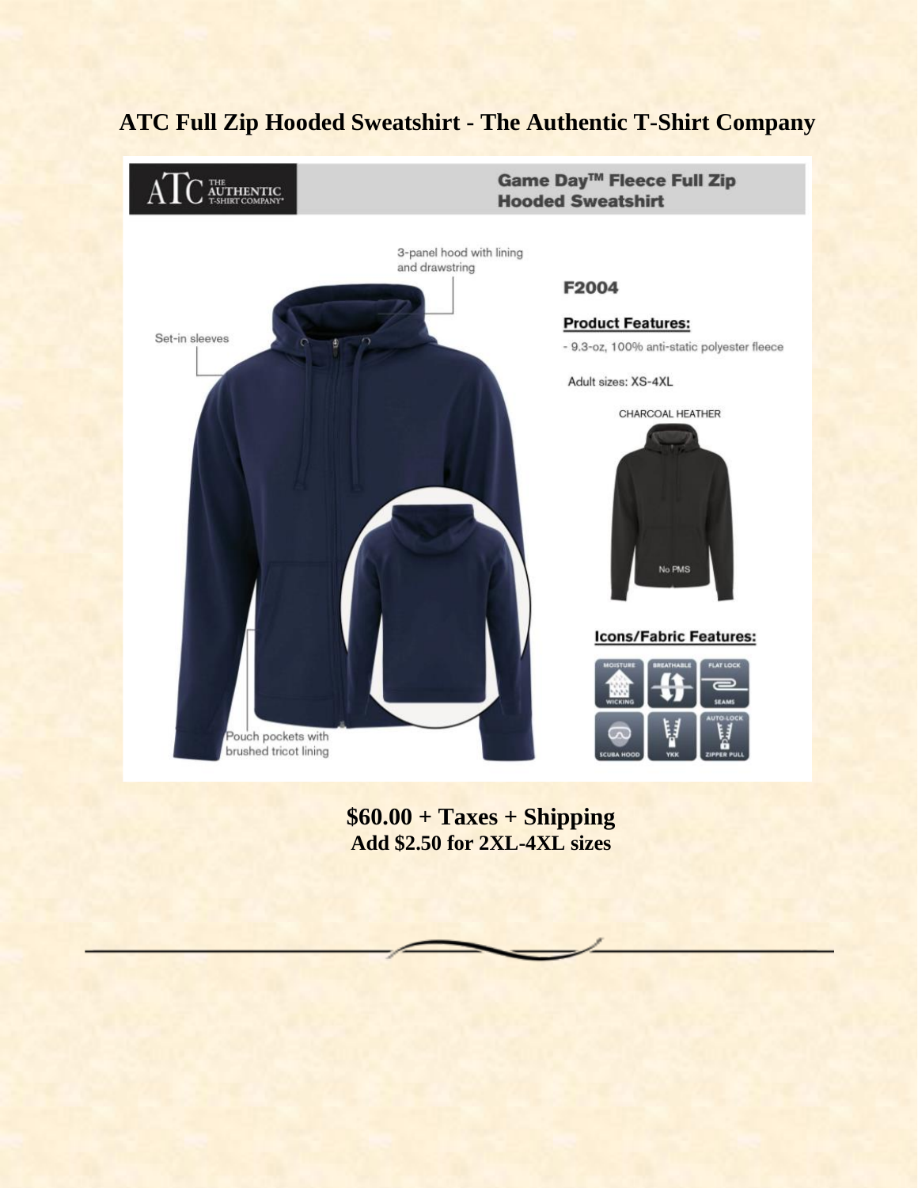## ATC Full Zip Hooded Sweatshirt - The Authentic T-Shirt Company

ATC THE AUTHENTIC T-SHIRT COMPANY

**Game Day™ Fleece Full Zip Hooded Sweatshirt**

3-panel hood with lining and drawstring

Set-in sleeves

Pouch pockets with brushed tricot lining

**F2004**

**Product Features:**

- 9.3-oz, 100% anti-static polyester fleece

Adult sizes: XS-4XL

CHARCOAL HEATHER

No PMS

**Icons/Fabric Features:**

MOISTURE WICKING | BREATHABLE | FLAT LOCK SEAMS | SCUBA HOOD | YKK | AUTO-LOCK ZIPPER PULL

**$60.00 + Taxes + Shipping**
**Add $2.50 for 2XL-4XL sizes**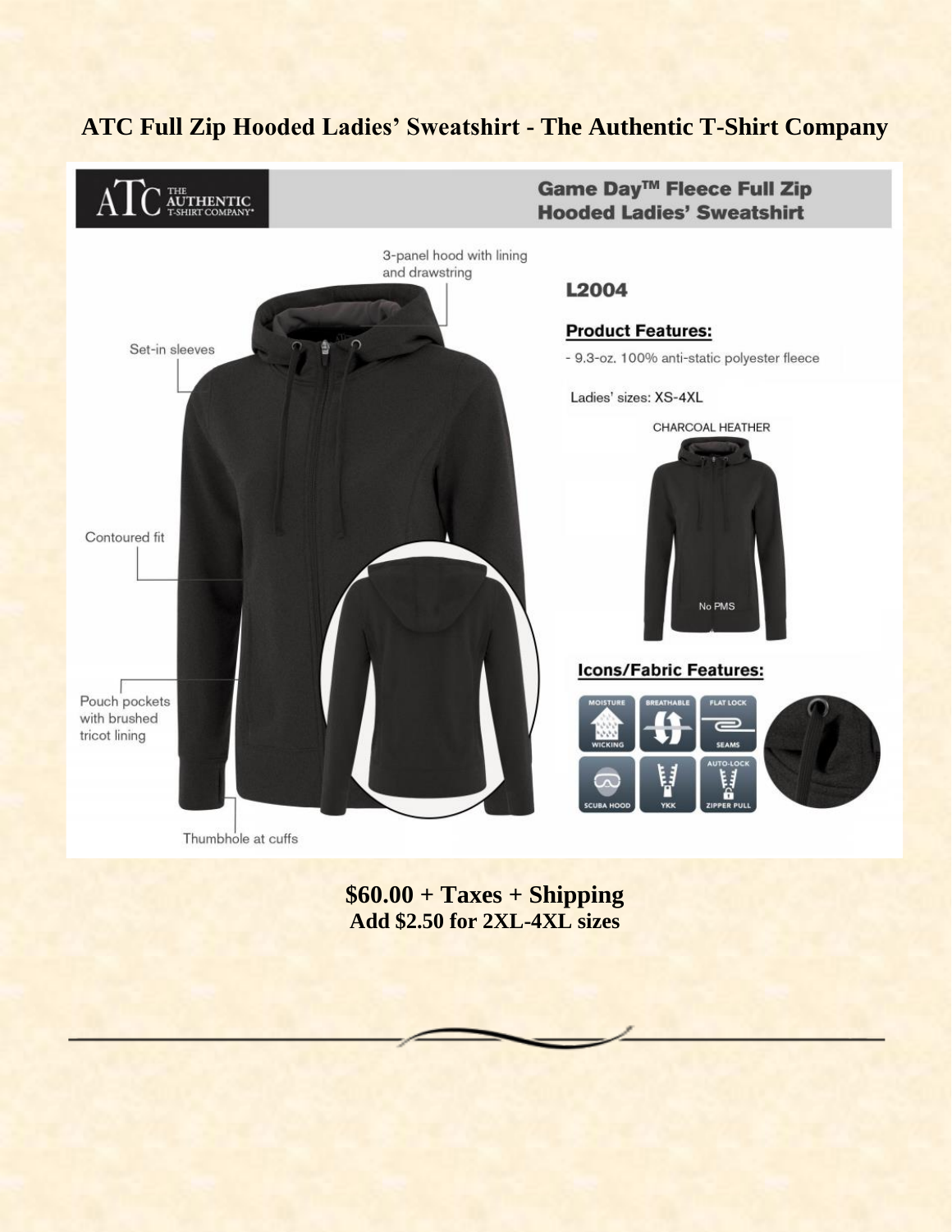## ATC Full Zip Hooded Ladies' Sweatshirt - The Authentic T-Shirt Company

ATC THE AUTHENTIC T-SHIRT COMPANY

**Game Day™ Fleece Full Zip Hooded Ladies' Sweatshirt**

3-panel hood with lining and drawstring

Set-in sleeves

Contoured fit

Pouch pockets with brushed tricot lining

Thumbhole at cuffs

**L2004**

**Product Features:**

- 9.3-oz. 100% anti-static polyester fleece

Ladies' sizes: XS-4XL

CHARCOAL HEATHER

No PMS

**Icons/Fabric Features:**

MOISTURE WICKING · BREATHABLE · FLAT LOCK SEAMS · SCUBA HOOD · YKK · AUTO-LOCK ZIPPER PULL

**$60.00 + Taxes + Shipping**
**Add $2.50 for 2XL-4XL sizes**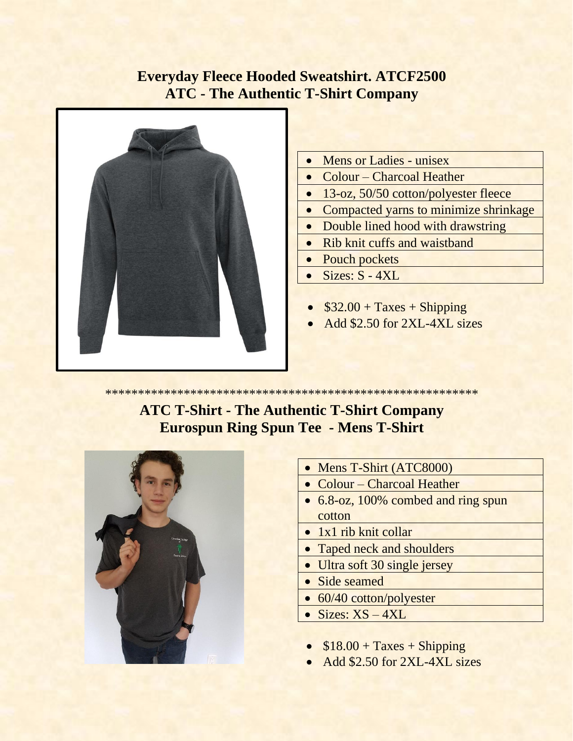## Everyday Fleece Hooded Sweatshirt. ATCF2500
## ATC - The Authentic T-Shirt Company

| |
|---|
| • Mens or Ladies - unisex |
| • Colour – Charcoal Heather |
| • 13-oz, 50/50 cotton/polyester fleece |
| • Compacted yarns to minimize shrinkage |
| • Double lined hood with drawstring |
| • Rib knit cuffs and waistband |
| • Pouch pockets |
| • Sizes: S - 4XL |

- $32.00 + Taxes + Shipping
- Add $2.50 for 2XL-4XL sizes

\*\*\*\*\*\*\*\*\*\*\*\*\*\*\*\*\*\*\*\*\*\*\*\*\*\*\*\*\*\*\*\*\*\*\*\*\*\*\*\*\*\*\*\*\*\*\*\*\*\*\*\*\*\*\*\*\*\*\*\*

## ATC T-Shirt - The Authentic T-Shirt Company
## Eurospun Ring Spun Tee - Mens T-Shirt

| |
|---|
| • Mens T-Shirt (ATC8000) |
| • Colour – Charcoal Heather |
| • 6.8-oz, 100% combed and ring spun cotton |
| • 1x1 rib knit collar |
| • Taped neck and shoulders |
| • Ultra soft 30 single jersey |
| • Side seamed |
| • 60/40 cotton/polyester |
| • Sizes: XS – 4XL |

- $18.00 + Taxes + Shipping
- Add $2.50 for 2XL-4XL sizes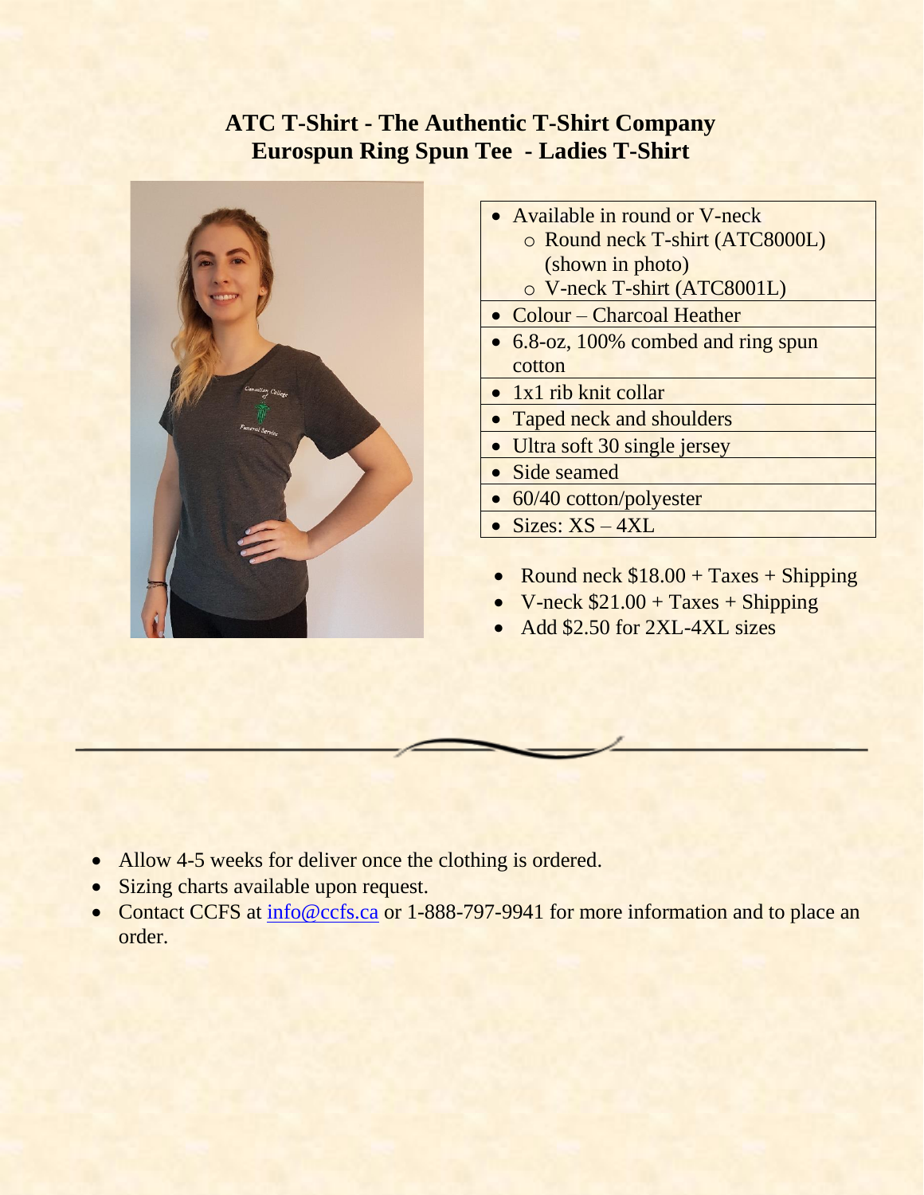# ATC T-Shirt - The Authentic T-Shirt Company
## Eurospun Ring Spun Tee - Ladies T-Shirt

| |
|---|
| • Available in round or V-neck<br>◦ Round neck T-shirt (ATC8000L) (shown in photo)<br>◦ V-neck T-shirt (ATC8001L) |
| • Colour – Charcoal Heather |
| • 6.8-oz, 100% combed and ring spun cotton |
| • 1x1 rib knit collar |
| • Taped neck and shoulders |
| • Ultra soft 30 single jersey |
| • Side seamed |
| • 60/40 cotton/polyester |
| • Sizes: XS – 4XL |

- Round neck $18.00 + Taxes + Shipping
- V-neck $21.00 + Taxes + Shipping
- Add $2.50 for 2XL-4XL sizes

---

- Allow 4-5 weeks for deliver once the clothing is ordered.
- Sizing charts available upon request.
- Contact CCFS at info@ccfs.ca or 1-888-797-9941 for more information and to place an order.